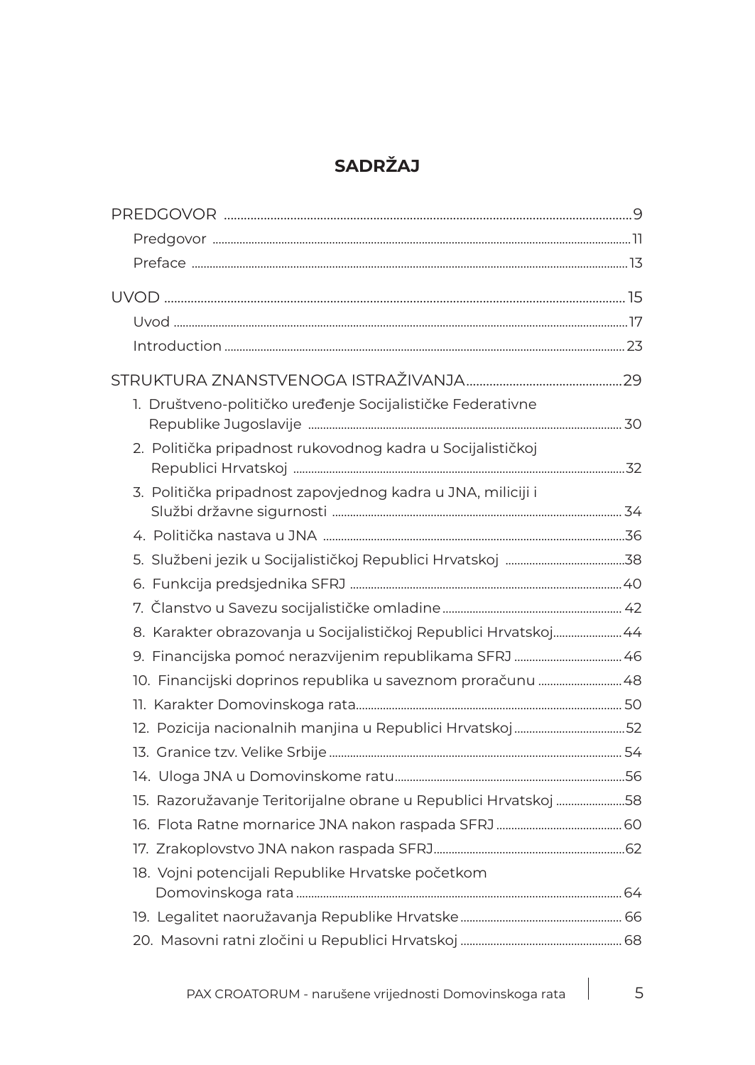# SADRŽAJ

PREDGOVOR ..... 9
- Predgovor ..... 11
- Preface ..... 13

UVOD ..... 15
- Uvod ..... 17
- Introduction ..... 23

STRUKTURA ZNANSTVENOGA ISTRAŽIVANJA ..... 29

1. Društveno-političko uređenje Socijalističke Federativne Republike Jugoslavije ..... 30
2. Politička pripadnost rukovodnog kadra u Socijalističkoj Republici Hrvatskoj ..... 32
3. Politička pripadnost zapovjednog kadra u JNA, miliciji i Službi državne sigurnosti ..... 34
4. Politička nastava u JNA ..... 36
5. Službeni jezik u Socijalističkoj Republici Hrvatskoj ..... 38
6. Funkcija predsjednika SFRJ ..... 40
7. Članstvo u Savezu socijalističke omladine ..... 42
8. Karakter obrazovanja u Socijalističkoj Republici Hrvatskoj ..... 44
9. Financijska pomoć nerazvijenim republikama SFRJ ..... 46
10. Financijski doprinos republika u saveznom proračunu ..... 48
11. Karakter Domovinskoga rata ..... 50
12. Pozicija nacionalnih manjina u Republici Hrvatskoj ..... 52
13. Granice tzv. Velike Srbije ..... 54
14. Uloga JNA u Domovinskome ratu ..... 56
15. Razoružavanje Teritorijalne obrane u Republici Hrvatskoj ..... 58
16. Flota Ratne mornarice JNA nakon raspada SFRJ ..... 60
17. Zrakoplovstvo JNA nakon raspada SFRJ ..... 62
18. Vojni potencijali Republike Hrvatske početkom Domovinskoga rata ..... 64
19. Legalitet naoružavanja Republike Hrvatske ..... 66
20. Masovni ratni zločini u Republici Hrvatskoj ..... 68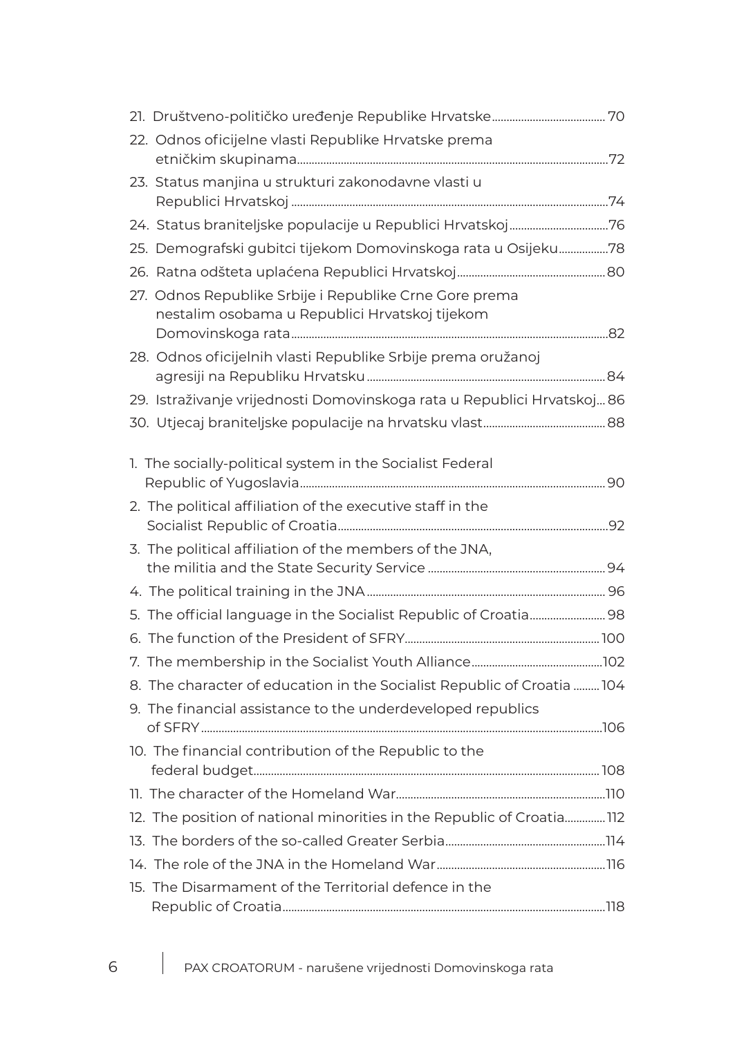21. Društveno-političko uređenje Republike Hrvatske ... 70

22. Odnos oficijelne vlasti Republike Hrvatske prema etničkim skupinama ... 72

23. Status manjina u strukturi zakonodavne vlasti u Republici Hrvatskoj ... 74

24. Status braniteljske populacije u Republici Hrvatskoj ... 76

25. Demografski gubitci tijekom Domovinskoga rata u Osijeku ... 78

26. Ratna odšteta uplaćena Republici Hrvatskoj ... 80

27. Odnos Republike Srbije i Republike Crne Gore prema nestalim osobama u Republici Hrvatskoj tijekom Domovinskoga rata ... 82

28. Odnos oficijelnih vlasti Republike Srbije prema oružanoj agresiji na Republiku Hrvatsku ... 84

29. Istraživanje vrijednosti Domovinskoga rata u Republici Hrvatskoj ... 86

30. Utjecaj braniteljske populacije na hrvatsku vlast ... 88

1. The socially-political system in the Socialist Federal Republic of Yugoslavia ... 90

2. The political affiliation of the executive staff in the Socialist Republic of Croatia ... 92

3. The political affiliation of the members of the JNA, the militia and the State Security Service ... 94

4. The political training in the JNA ... 96

5. The official language in the Socialist Republic of Croatia ... 98

6. The function of the President of SFRY ... 100

7. The membership in the Socialist Youth Alliance ... 102

8. The character of education in the Socialist Republic of Croatia ... 104

9. The financial assistance to the underdeveloped republics of SFRY ... 106

10. The financial contribution of the Republic to the federal budget ... 108

11. The character of the Homeland War ... 110

12. The position of national minorities in the Republic of Croatia ... 112

13. The borders of the so-called Greater Serbia ... 114

14. The role of the JNA in the Homeland War ... 116

15. The Disarmament of the Territorial defence in the Republic of Croatia ... 118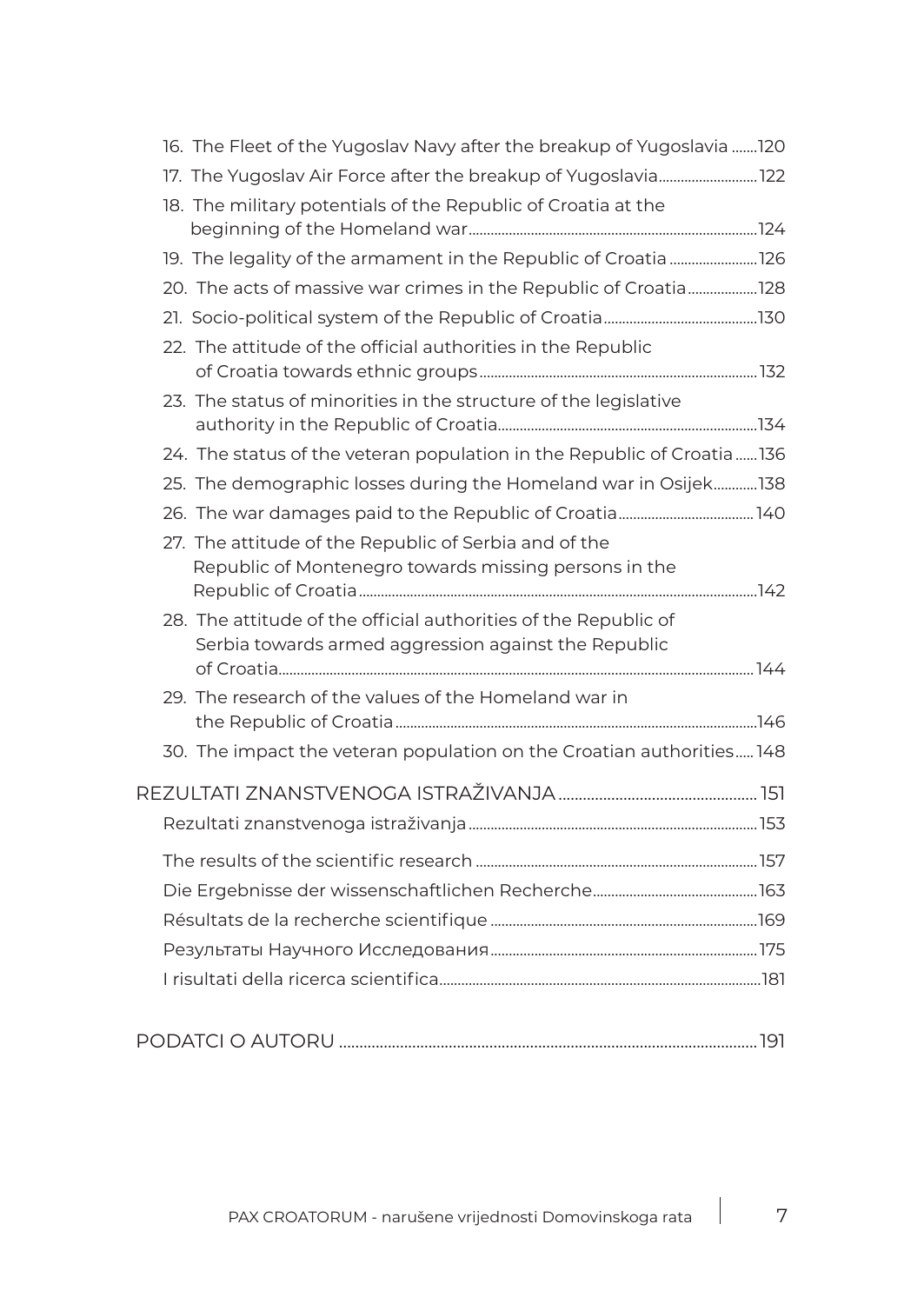16. The Fleet of the Yugoslav Navy after the breakup of Yugoslavia .......120
17. The Yugoslav Air Force after the breakup of Yugoslavia..........................122
18. The military potentials of the Republic of Croatia at the beginning of the Homeland war..........................................................................124
19. The legality of the armament in the Republic of Croatia .........................126
20. The acts of massive war crimes in the Republic of Croatia...................128
21. Socio-political system of the Republic of Croatia..........................................130
22. The attitude of the official authorities in the Republic of Croatia towards ethnic groups............................................................................132
23. The status of minorities in the structure of the legislative authority in the Republic of Croatia.......................................................................134
24. The status of the veteran population in the Republic of Croatia......136
25. The demographic losses during the Homeland war in Osijek............138
26. The war damages paid to the Republic of Croatia.....................................140
27. The attitude of the Republic of Serbia and of the Republic of Montenegro towards missing persons in the Republic of Croatia.............................................................................................................142
28. The attitude of the official authorities of the Republic of Serbia towards armed aggression against the Republic of Croatia.................................................................................................................144
29. The research of the values of the Homeland war in the Republic of Croatia..................................................................................................146
30. The impact the veteran population on the Croatian authorities.....148

REZULTATI ZNANSTVENOGA ISTRAŽIVANJA................................................. 151

Rezultati znanstvenoga istraživanja..............................................................................153

The results of the scientific research ............................................................................157

Die Ergebnisse der wissenschaftlichen Recherche.............................................163

Résultats de la recherche scientifique ........................................................................169

Результаты Научного Исследования.........................................................................175

I risultati della ricerca scientifica........................................................................................181

PODATCI O AUTORU .......................................................................................................191